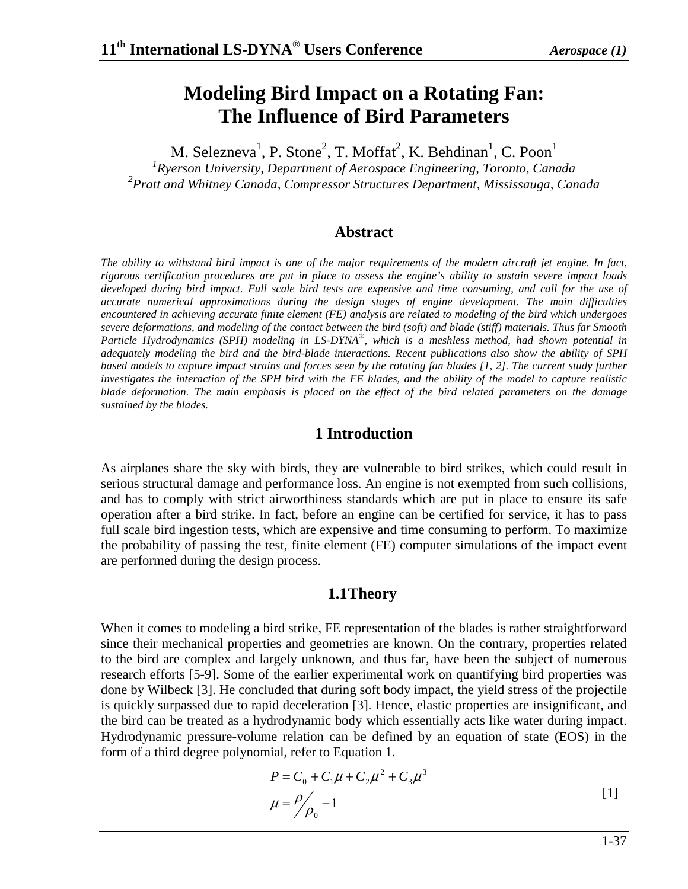# Modeling Bird Impact on a Rotating Fan: The Influence of Bird Parameters

M. Selezneva[1], P. Stone[2], T. Moffat[2], K. Behdinan[1], C. Poon[1]

[1]*Ryerson University, Department of Aerospace Engineering, Toronto, Canada*
[2]*Pratt and Whitney Canada, Compressor Structures Department, Mississauga, Canada*

## Abstract

*The ability to withstand bird impact is one of the major requirements of the modern aircraft jet engine. In fact, rigorous certification procedures are put in place to assess the engine's ability to sustain severe impact loads developed during bird impact. Full scale bird tests are expensive and time consuming, and call for the use of accurate numerical approximations during the design stages of engine development. The main difficulties encountered in achieving accurate finite element (FE) analysis are related to modeling of the bird which undergoes severe deformations, and modeling of the contact between the bird (soft) and blade (stiff) materials. Thus far Smooth Particle Hydrodynamics (SPH) modeling in LS-DYNA®, which is a meshless method, had shown potential in adequately modeling the bird and the bird-blade interactions. Recent publications also show the ability of SPH based models to capture impact strains and forces seen by the rotating fan blades [1, 2]. The current study further investigates the interaction of the SPH bird with the FE blades, and the ability of the model to capture realistic blade deformation. The main emphasis is placed on the effect of the bird related parameters on the damage sustained by the blades.*

## 1 Introduction

As airplanes share the sky with birds, they are vulnerable to bird strikes, which could result in serious structural damage and performance loss. An engine is not exempted from such collisions, and has to comply with strict airworthiness standards which are put in place to ensure its safe operation after a bird strike. In fact, before an engine can be certified for service, it has to pass full scale bird ingestion tests, which are expensive and time consuming to perform. To maximize the probability of passing the test, finite element (FE) computer simulations of the impact event are performed during the design process.

### 1.1 Theory

When it comes to modeling a bird strike, FE representation of the blades is rather straightforward since their mechanical properties and geometries are known. On the contrary, properties related to the bird are complex and largely unknown, and thus far, have been the subject of numerous research efforts [5-9]. Some of the earlier experimental work on quantifying bird properties was done by Wilbeck [3]. He concluded that during soft body impact, the yield stress of the projectile is quickly surpassed due to rapid deceleration [3]. Hence, elastic properties are insignificant, and the bird can be treated as a hydrodynamic body which essentially acts like water during impact. Hydrodynamic pressure-volume relation can be defined by an equation of state (EOS) in the form of a third degree polynomial, refer to Equation 1.

$$P = C_0 + C_1\mu + C_2\mu^2 + C_3\mu^3$$
$$\mu = \rho / \rho_0 - 1 \qquad [1]$$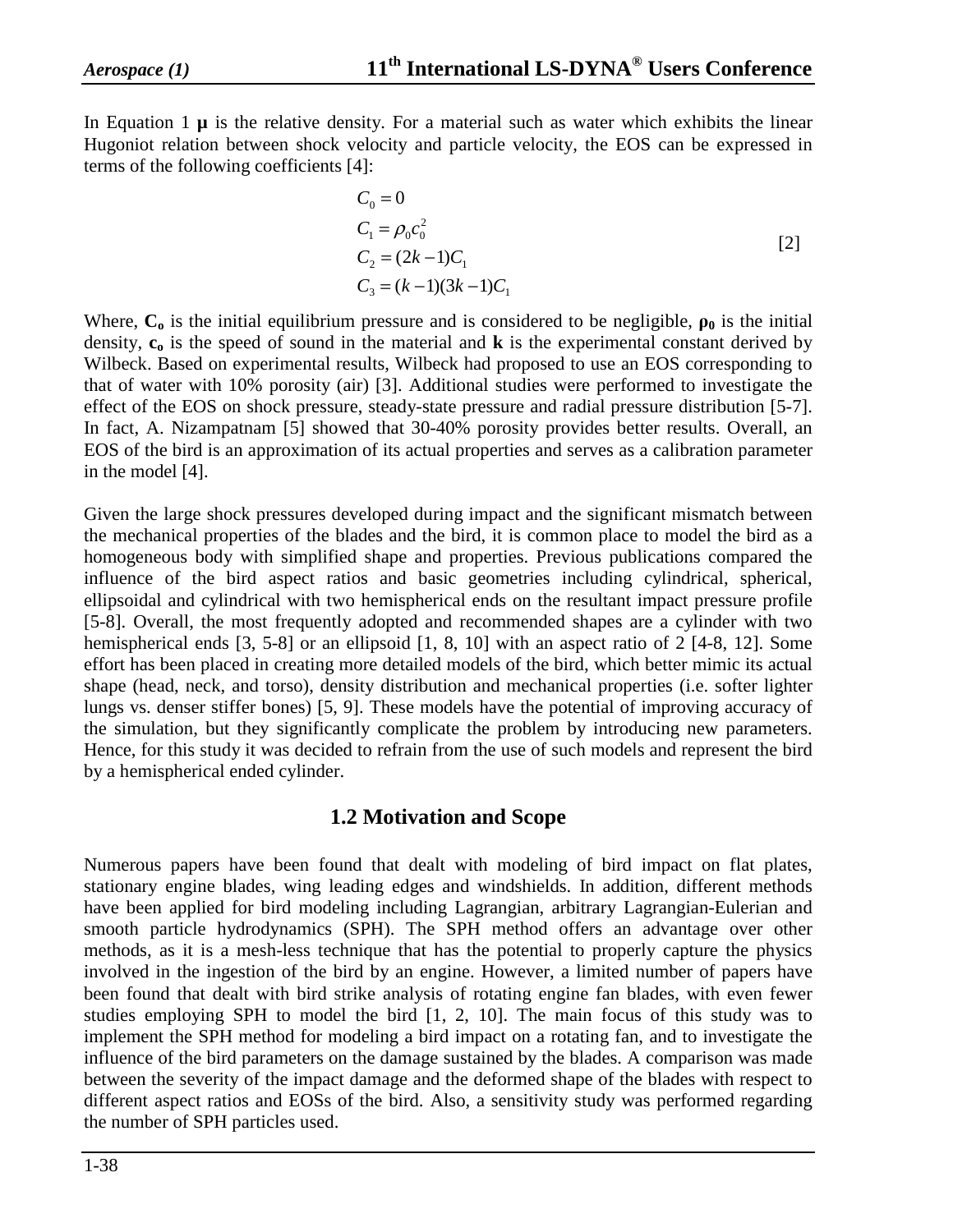In Equation 1 **μ** is the relative density. For a material such as water which exhibits the linear Hugoniot relation between shock velocity and particle velocity, the EOS can be expressed in terms of the following coefficients [4]:

$$
\begin{aligned}
C_0 &= 0 \\
C_1 &= \rho_0 c_0^2 \\
C_2 &= (2k-1)C_1 \\
C_3 &= (k-1)(3k-1)C_1
\end{aligned}
\qquad [2]
$$

Where, $\mathbf{C_o}$ is the initial equilibrium pressure and is considered to be negligible, $\boldsymbol{\rho_0}$ is the initial density, $\mathbf{c_o}$ is the speed of sound in the material and $\mathbf{k}$ is the experimental constant derived by Wilbeck. Based on experimental results, Wilbeck had proposed to use an EOS corresponding to that of water with 10% porosity (air) [3]. Additional studies were performed to investigate the effect of the EOS on shock pressure, steady-state pressure and radial pressure distribution [5-7]. In fact, A. Nizampatnam [5] showed that 30-40% porosity provides better results. Overall, an EOS of the bird is an approximation of its actual properties and serves as a calibration parameter in the model [4].

Given the large shock pressures developed during impact and the significant mismatch between the mechanical properties of the blades and the bird, it is common place to model the bird as a homogeneous body with simplified shape and properties. Previous publications compared the influence of the bird aspect ratios and basic geometries including cylindrical, spherical, ellipsoidal and cylindrical with two hemispherical ends on the resultant impact pressure profile [5-8]. Overall, the most frequently adopted and recommended shapes are a cylinder with two hemispherical ends [3, 5-8] or an ellipsoid [1, 8, 10] with an aspect ratio of 2 [4-8, 12]. Some effort has been placed in creating more detailed models of the bird, which better mimic its actual shape (head, neck, and torso), density distribution and mechanical properties (i.e. softer lighter lungs vs. denser stiffer bones) [5, 9]. These models have the potential of improving accuracy of the simulation, but they significantly complicate the problem by introducing new parameters. Hence, for this study it was decided to refrain from the use of such models and represent the bird by a hemispherical ended cylinder.

## 1.2 Motivation and Scope

Numerous papers have been found that dealt with modeling of bird impact on flat plates, stationary engine blades, wing leading edges and windshields. In addition, different methods have been applied for bird modeling including Lagrangian, arbitrary Lagrangian-Eulerian and smooth particle hydrodynamics (SPH). The SPH method offers an advantage over other methods, as it is a mesh-less technique that has the potential to properly capture the physics involved in the ingestion of the bird by an engine. However, a limited number of papers have been found that dealt with bird strike analysis of rotating engine fan blades, with even fewer studies employing SPH to model the bird [1, 2, 10]. The main focus of this study was to implement the SPH method for modeling a bird impact on a rotating fan, and to investigate the influence of the bird parameters on the damage sustained by the blades. A comparison was made between the severity of the impact damage and the deformed shape of the blades with respect to different aspect ratios and EOSs of the bird. Also, a sensitivity study was performed regarding the number of SPH particles used.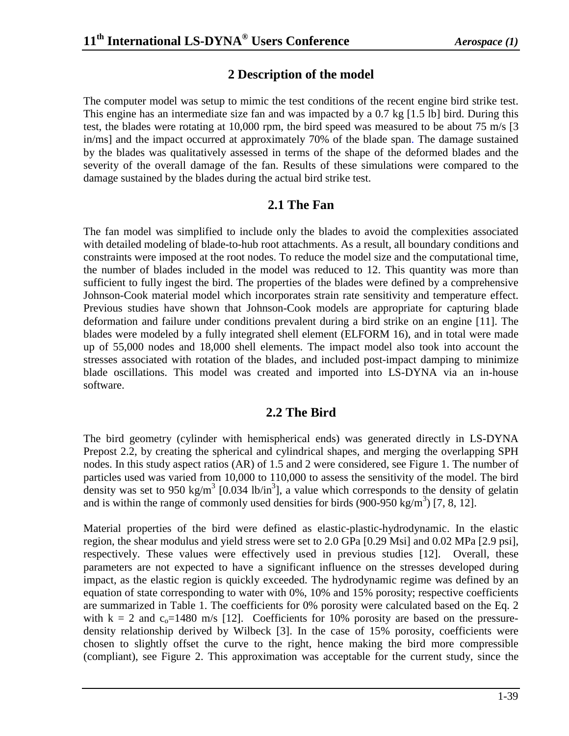## 2 Description of the model

The computer model was setup to mimic the test conditions of the recent engine bird strike test. This engine has an intermediate size fan and was impacted by a 0.7 kg [1.5 lb] bird. During this test, the blades were rotating at 10,000 rpm, the bird speed was measured to be about 75 m/s [3 in/ms] and the impact occurred at approximately 70% of the blade span. The damage sustained by the blades was qualitatively assessed in terms of the shape of the deformed blades and the severity of the overall damage of the fan. Results of these simulations were compared to the damage sustained by the blades during the actual bird strike test.

### 2.1 The Fan

The fan model was simplified to include only the blades to avoid the complexities associated with detailed modeling of blade-to-hub root attachments. As a result, all boundary conditions and constraints were imposed at the root nodes. To reduce the model size and the computational time, the number of blades included in the model was reduced to 12. This quantity was more than sufficient to fully ingest the bird. The properties of the blades were defined by a comprehensive Johnson-Cook material model which incorporates strain rate sensitivity and temperature effect. Previous studies have shown that Johnson-Cook models are appropriate for capturing blade deformation and failure under conditions prevalent during a bird strike on an engine [11]. The blades were modeled by a fully integrated shell element (ELFORM 16), and in total were made up of 55,000 nodes and 18,000 shell elements. The impact model also took into account the stresses associated with rotation of the blades, and included post-impact damping to minimize blade oscillations. This model was created and imported into LS-DYNA via an in-house software.

### 2.2 The Bird

The bird geometry (cylinder with hemispherical ends) was generated directly in LS-DYNA Prepost 2.2, by creating the spherical and cylindrical shapes, and merging the overlapping SPH nodes. In this study aspect ratios (AR) of 1.5 and 2 were considered, see Figure 1. The number of particles used was varied from 10,000 to 110,000 to assess the sensitivity of the model. The bird density was set to 950 $kg/m^3$ [0.034 $lb/in^3$], a value which corresponds to the density of gelatin and is within the range of commonly used densities for birds (900-950 $kg/m^3$) [7, 8, 12].

Material properties of the bird were defined as elastic-plastic-hydrodynamic. In the elastic region, the shear modulus and yield stress were set to 2.0 GPa [0.29 Msi] and 0.02 MPa [2.9 psi], respectively. These values were effectively used in previous studies [12]. Overall, these parameters are not expected to have a significant influence on the stresses developed during impact, as the elastic region is quickly exceeded. The hydrodynamic regime was defined by an equation of state corresponding to water with 0%, 10% and 15% porosity; respective coefficients are summarized in Table 1. The coefficients for 0% porosity were calculated based on the Eq. 2 with $k = 2$ and $c_o$=1480 m/s [12]. Coefficients for 10% porosity are based on the pressure-density relationship derived by Wilbeck [3]. In the case of 15% porosity, coefficients were chosen to slightly offset the curve to the right, hence making the bird more compressible (compliant), see Figure 2. This approximation was acceptable for the current study, since the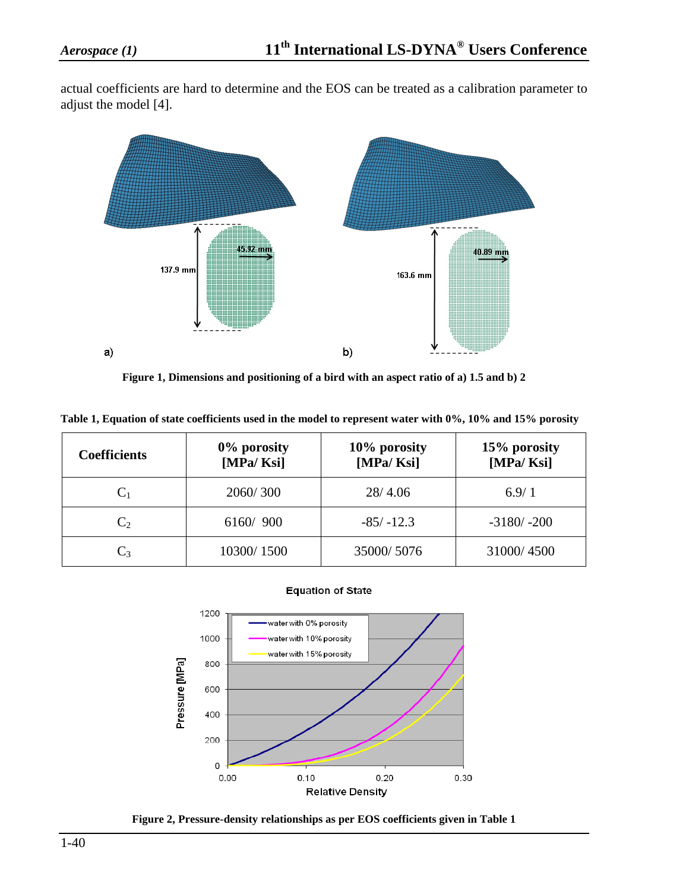actual coefficients are hard to determine and the EOS can be treated as a calibration parameter to adjust the model [4].

**Figure 1, Dimensions and positioning of a bird with an aspect ratio of a) 1.5 and b) 2**

**Table 1, Equation of state coefficients used in the model to represent water with 0%, 10% and 15% porosity**

| Coefficients | 0% porosity [MPa/ Ksi] | 10% porosity [MPa/ Ksi] | 15% porosity [MPa/ Ksi] |
|---|---|---|---|
| $C_1$ | 2060/ 300 | 28/ 4.06 | 6.9/ 1 |
| $C_2$ | 6160/ 900 | -85/ -12.3 | -3180/ -200 |
| $C_3$ | 10300/ 1500 | 35000/ 5076 | 31000/ 4500 |

**Figure 2, Pressure-density relationships as per EOS coefficients given in Table 1**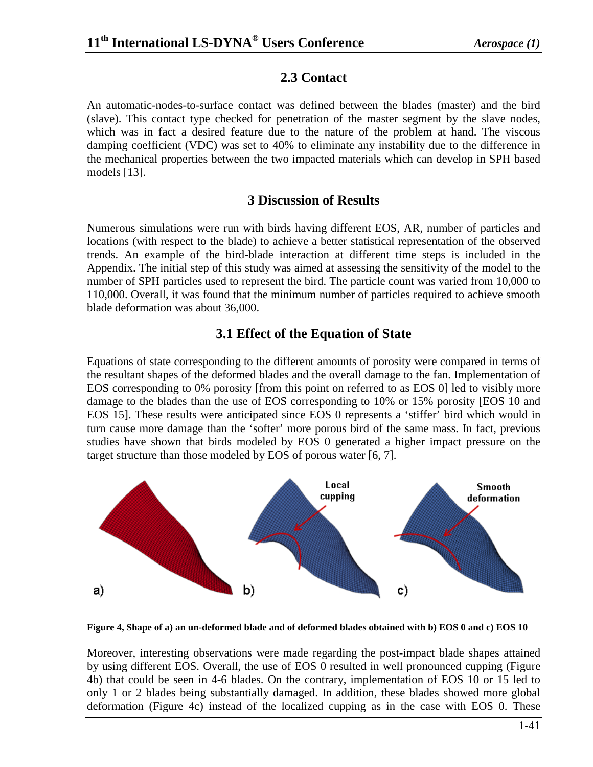## 2.3 Contact

An automatic-nodes-to-surface contact was defined between the blades (master) and the bird (slave). This contact type checked for penetration of the master segment by the slave nodes, which was in fact a desired feature due to the nature of the problem at hand. The viscous damping coefficient (VDC) was set to 40% to eliminate any instability due to the difference in the mechanical properties between the two impacted materials which can develop in SPH based models [13].

## 3 Discussion of Results

Numerous simulations were run with birds having different EOS, AR, number of particles and locations (with respect to the blade) to achieve a better statistical representation of the observed trends. An example of the bird-blade interaction at different time steps is included in the Appendix. The initial step of this study was aimed at assessing the sensitivity of the model to the number of SPH particles used to represent the bird. The particle count was varied from 10,000 to 110,000. Overall, it was found that the minimum number of particles required to achieve smooth blade deformation was about 36,000.

## 3.1 Effect of the Equation of State

Equations of state corresponding to the different amounts of porosity were compared in terms of the resultant shapes of the deformed blades and the overall damage to the fan. Implementation of EOS corresponding to 0% porosity [from this point on referred to as EOS 0] led to visibly more damage to the blades than the use of EOS corresponding to 10% or 15% porosity [EOS 10 and EOS 15]. These results were anticipated since EOS 0 represents a 'stiffer' bird which would in turn cause more damage than the 'softer' more porous bird of the same mass. In fact, previous studies have shown that birds modeled by EOS 0 generated a higher impact pressure on the target structure than those modeled by EOS of porous water [6, 7].

**Figure 4, Shape of a) an un-deformed blade and of deformed blades obtained with b) EOS 0 and c) EOS 10**

Moreover, interesting observations were made regarding the post-impact blade shapes attained by using different EOS. Overall, the use of EOS 0 resulted in well pronounced cupping (Figure 4b) that could be seen in 4-6 blades. On the contrary, implementation of EOS 10 or 15 led to only 1 or 2 blades being substantially damaged. In addition, these blades showed more global deformation (Figure 4c) instead of the localized cupping as in the case with EOS 0. These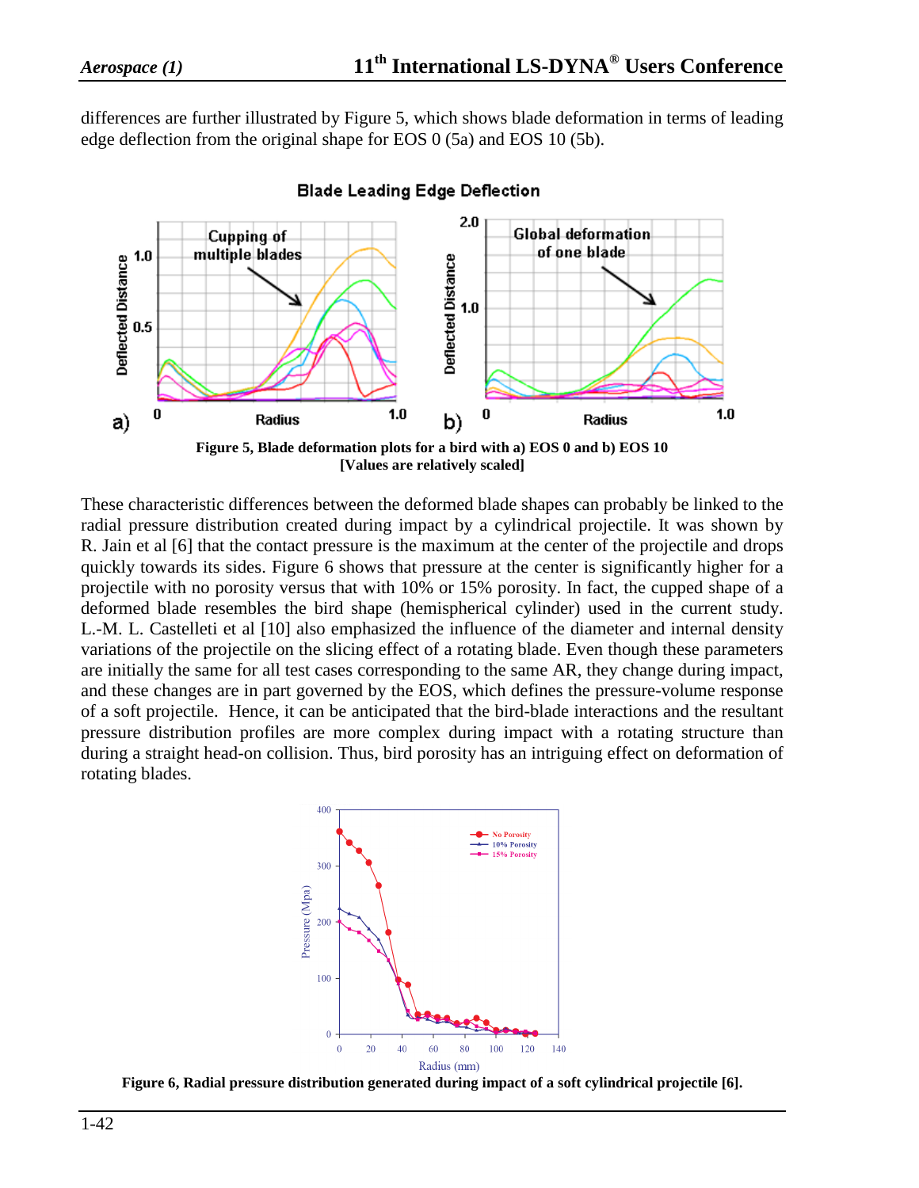differences are further illustrated by Figure 5, which shows blade deformation in terms of leading edge deflection from the original shape for EOS 0 (5a) and EOS 10 (5b).

**Figure 5, Blade deformation plots for a bird with a) EOS 0 and b) EOS 10 [Values are relatively scaled]**

These characteristic differences between the deformed blade shapes can probably be linked to the radial pressure distribution created during impact by a cylindrical projectile. It was shown by R. Jain et al [6] that the contact pressure is the maximum at the center of the projectile and drops quickly towards its sides. Figure 6 shows that pressure at the center is significantly higher for a projectile with no porosity versus that with 10% or 15% porosity. In fact, the cupped shape of a deformed blade resembles the bird shape (hemispherical cylinder) used in the current study. L.-M. L. Castelleti et al [10] also emphasized the influence of the diameter and internal density variations of the projectile on the slicing effect of a rotating blade. Even though these parameters are initially the same for all test cases corresponding to the same AR, they change during impact, and these changes are in part governed by the EOS, which defines the pressure-volume response of a soft projectile. Hence, it can be anticipated that the bird-blade interactions and the resultant pressure distribution profiles are more complex during impact with a rotating structure than during a straight head-on collision. Thus, bird porosity has an intriguing effect on deformation of rotating blades.

**Figure 6, Radial pressure distribution generated during impact of a soft cylindrical projectile [6].**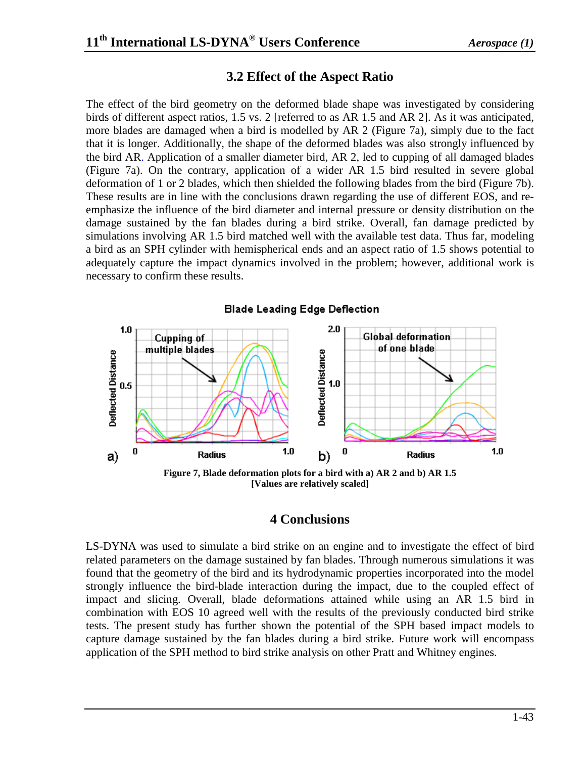### 3.2 Effect of the Aspect Ratio

The effect of the bird geometry on the deformed blade shape was investigated by considering birds of different aspect ratios, 1.5 vs. 2 [referred to as AR 1.5 and AR 2]. As it was anticipated, more blades are damaged when a bird is modelled by AR 2 (Figure 7a), simply due to the fact that it is longer. Additionally, the shape of the deformed blades was also strongly influenced by the bird AR. Application of a smaller diameter bird, AR 2, led to cupping of all damaged blades (Figure 7a). On the contrary, application of a wider AR 1.5 bird resulted in severe global deformation of 1 or 2 blades, which then shielded the following blades from the bird (Figure 7b). These results are in line with the conclusions drawn regarding the use of different EOS, and re-emphasize the influence of the bird diameter and internal pressure or density distribution on the damage sustained by the fan blades during a bird strike. Overall, fan damage predicted by simulations involving AR 1.5 bird matched well with the available test data. Thus far, modeling a bird as an SPH cylinder with hemispherical ends and an aspect ratio of 1.5 shows potential to adequately capture the impact dynamics involved in the problem; however, additional work is necessary to confirm these results.

**Figure 7, Blade deformation plots for a bird with a) AR 2 and b) AR 1.5 [Values are relatively scaled]**

## 4 Conclusions

LS-DYNA was used to simulate a bird strike on an engine and to investigate the effect of bird related parameters on the damage sustained by fan blades. Through numerous simulations it was found that the geometry of the bird and its hydrodynamic properties incorporated into the model strongly influence the bird-blade interaction during the impact, due to the coupled effect of impact and slicing. Overall, blade deformations attained while using an AR 1.5 bird in combination with EOS 10 agreed well with the results of the previously conducted bird strike tests. The present study has further shown the potential of the SPH based impact models to capture damage sustained by the fan blades during a bird strike. Future work will encompass application of the SPH method to bird strike analysis on other Pratt and Whitney engines.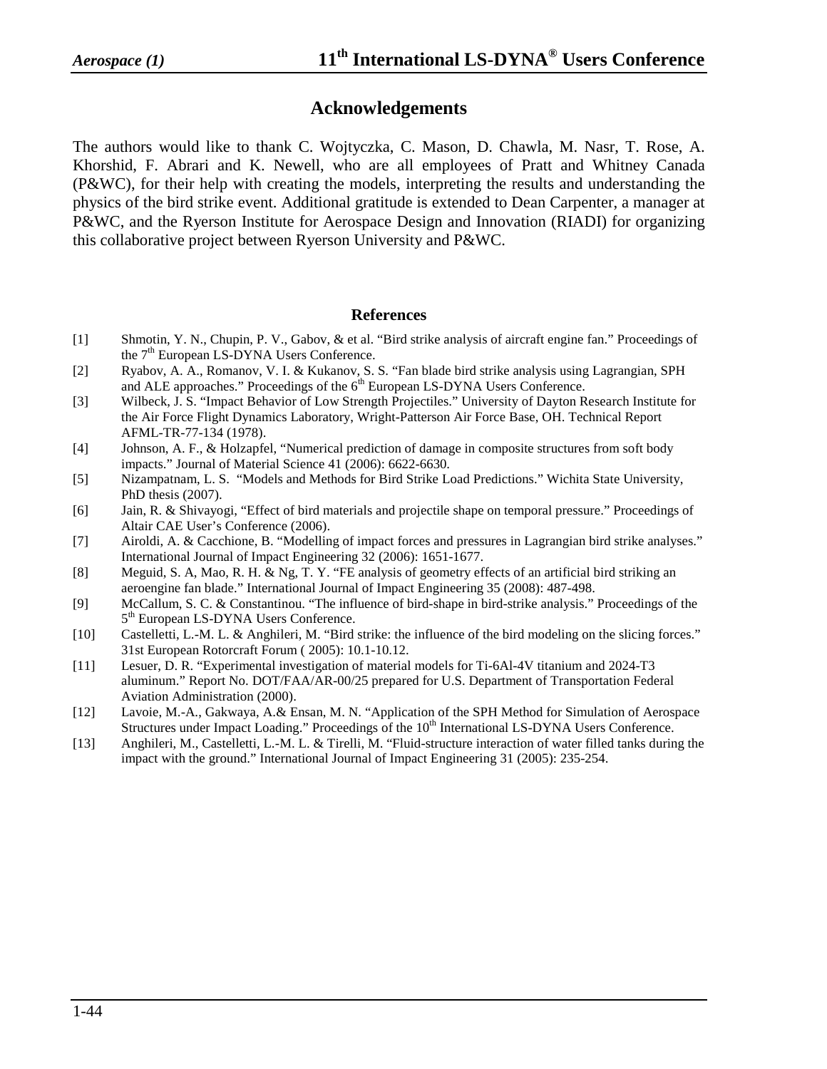## Acknowledgements

The authors would like to thank C. Wojtyczka, C. Mason, D. Chawla, M. Nasr, T. Rose, A. Khorshid, F. Abrari and K. Newell, who are all employees of Pratt and Whitney Canada (P&WC), for their help with creating the models, interpreting the results and understanding the physics of the bird strike event. Additional gratitude is extended to Dean Carpenter, a manager at P&WC, and the Ryerson Institute for Aerospace Design and Innovation (RIADI) for organizing this collaborative project between Ryerson University and P&WC.

## References

[1] Shmotin, Y. N., Chupin, P. V., Gabov, & et al. "Bird strike analysis of aircraft engine fan." Proceedings of the 7th European LS-DYNA Users Conference.

[2] Ryabov, A. A., Romanov, V. I. & Kukanov, S. S. "Fan blade bird strike analysis using Lagrangian, SPH and ALE approaches." Proceedings of the 6th European LS-DYNA Users Conference.

[3] Wilbeck, J. S. "Impact Behavior of Low Strength Projectiles." University of Dayton Research Institute for the Air Force Flight Dynamics Laboratory, Wright-Patterson Air Force Base, OH. Technical Report AFML-TR-77-134 (1978).

[4] Johnson, A. F., & Holzapfel, "Numerical prediction of damage in composite structures from soft body impacts." Journal of Material Science 41 (2006): 6622-6630.

[5] Nizampatnam, L. S. "Models and Methods for Bird Strike Load Predictions." Wichita State University, PhD thesis (2007).

[6] Jain, R. & Shivayogi, "Effect of bird materials and projectile shape on temporal pressure." Proceedings of Altair CAE User's Conference (2006).

[7] Airoldi, A. & Cacchione, B. "Modelling of impact forces and pressures in Lagrangian bird strike analyses." International Journal of Impact Engineering 32 (2006): 1651-1677.

[8] Meguid, S. A, Mao, R. H. & Ng, T. Y. "FE analysis of geometry effects of an artificial bird striking an aeroengine fan blade." International Journal of Impact Engineering 35 (2008): 487-498.

[9] McCallum, S. C. & Constantinou. "The influence of bird-shape in bird-strike analysis." Proceedings of the 5th European LS-DYNA Users Conference.

[10] Castelletti, L.-M. L. & Anghileri, M. "Bird strike: the influence of the bird modeling on the slicing forces." 31st European Rotorcraft Forum ( 2005): 10.1-10.12.

[11] Lesuer, D. R. "Experimental investigation of material models for Ti-6Al-4V titanium and 2024-T3 aluminum." Report No. DOT/FAA/AR-00/25 prepared for U.S. Department of Transportation Federal Aviation Administration (2000).

[12] Lavoie, M.-A., Gakwaya, A.& Ensan, M. N. "Application of the SPH Method for Simulation of Aerospace Structures under Impact Loading." Proceedings of the 10th International LS-DYNA Users Conference.

[13] Anghileri, M., Castelletti, L.-M. L. & Tirelli, M. "Fluid-structure interaction of water filled tanks during the impact with the ground." International Journal of Impact Engineering 31 (2005): 235-254.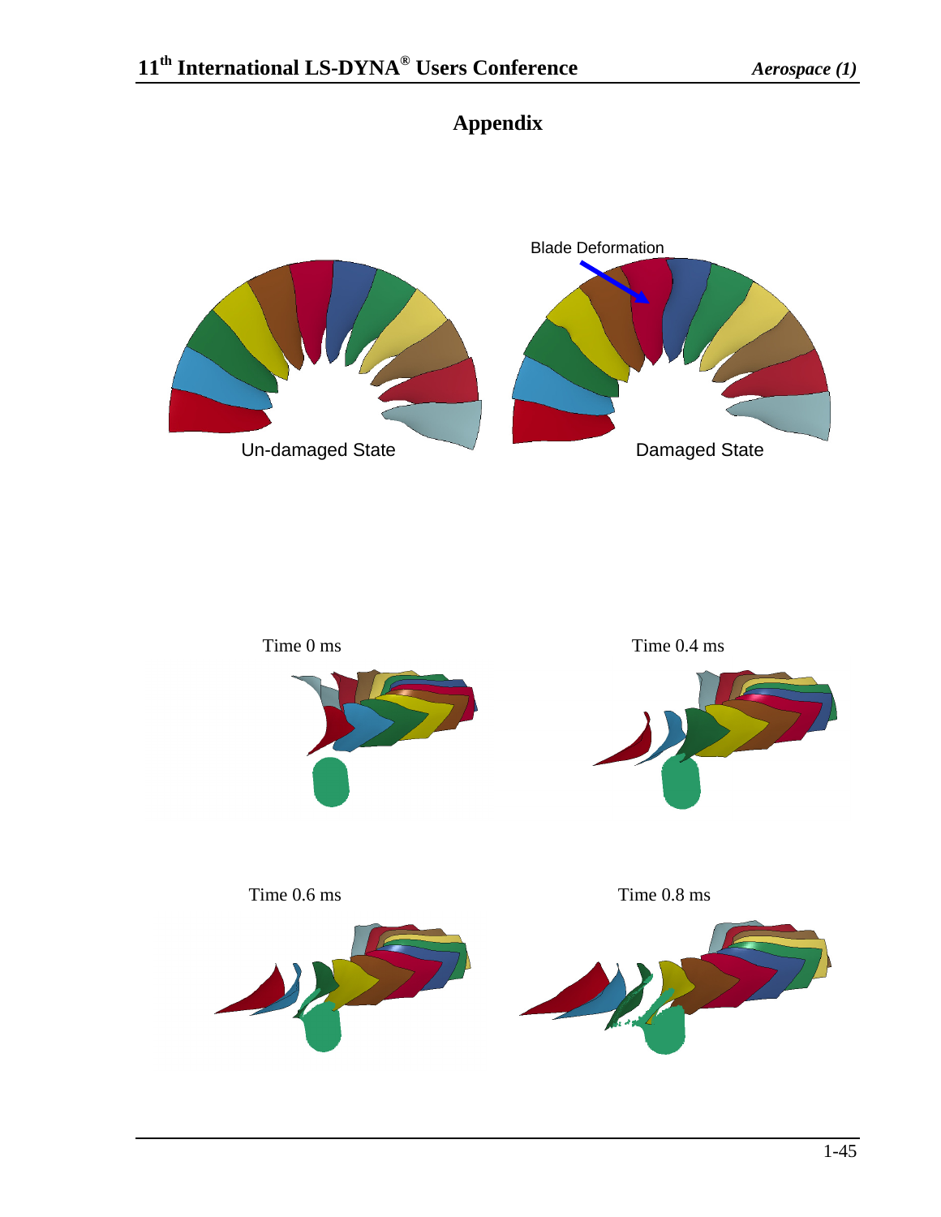# Appendix

Blade Deformation

Un-damaged State

Damaged State

Time 0 ms

Time 0.4 ms

Time 0.6 ms

Time 0.8 ms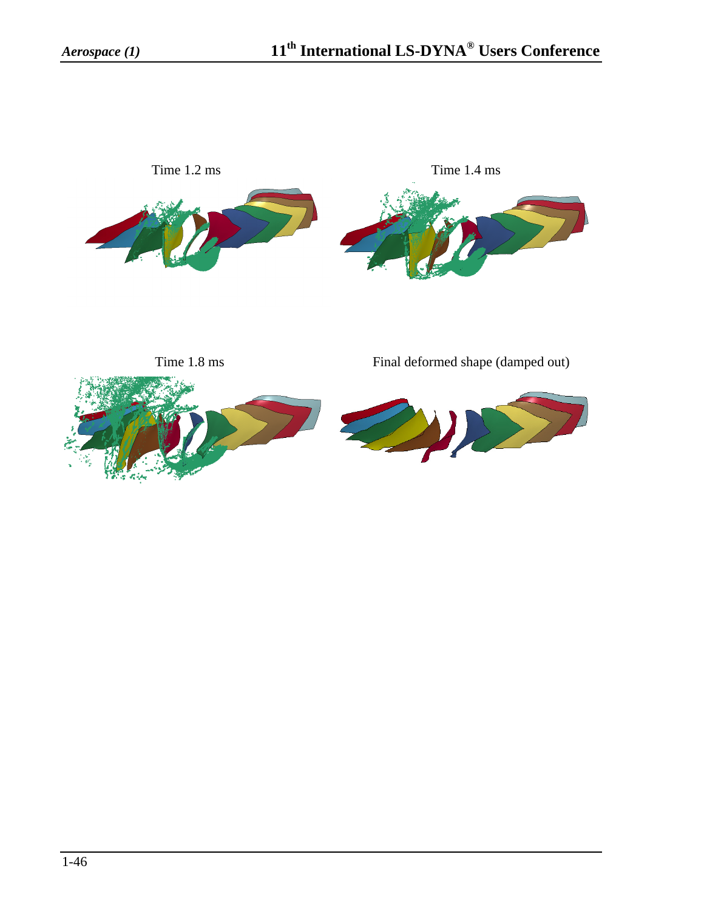Time 1.2 ms

Time 1.4 ms

Time 1.8 ms

Final deformed shape (damped out)